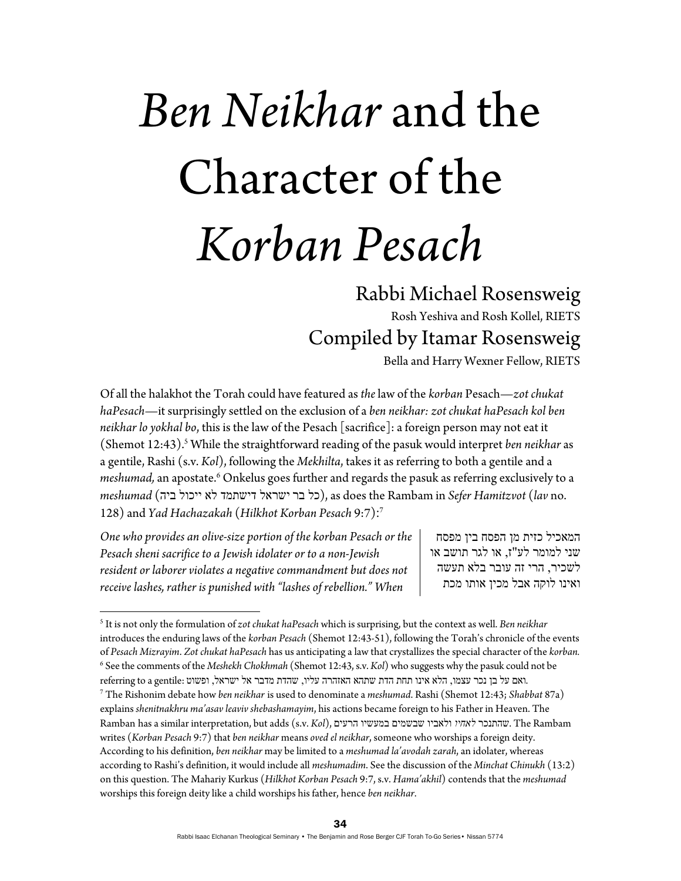# *Ben Neikhar* and the Character of the *Korban Pesach*

Rabbi Michael Rosensweig

Rosh Yeshiva and Rosh Kollel, RIETS

Compiled by Itamar Rosensweig

Bella and Harry Wexner Fellow, RIETS

Of all the halakhot the Torah could have featured as *the* law of the *korban* Pesach—*zot chukat haPesach*—it surprisingly settled on the exclusion of a *ben neikhar: zot chukat haPesach kol ben neikhar lo yokhal bo*, this is the law of the Pesach [sacrifice]: a foreign person may not eat it (Shemot 12:43).[5] While the straightforward reading of the pasuk would interpret *ben neikhar* as a gentile, Rashi (s.v. *Kol*), following the *Mekhilta*, takes it as referring to both a gentile and a *meshumad,* an apostate.[6] Onkelus goes further and regards the pasuk as referring exclusively to a *meshumad* (כל בר ישראל דישתמד לא ייכול ביה), as does the Rambam in *Sefer Hamitzvot* (*lav* no. 128) and *Yad Hachazakah* (*Hilkhot Korban Pesach* 9:7):[7]

*One who provides an olive-size portion of the korban Pesach or the Pesach sheni sacrifice to a Jewish idolater or to a non-Jewish resident or laborer violates a negative commandment but does not receive lashes, rather is punished with "lashes of rebellion." When*

המאכיל כזית מן הפסח בין מפסח שני למומר לע"ז, או לגר תושב או לשכיר, הרי זה עובר בלא תעשה ואינו לוקה אבל מכין אותו מכת

---

[5] It is not only the formulation of *zot chukat haPesach* which is surprising, but the context as well. *Ben neikhar* introduces the enduring laws of the *korban Pesach* (Shemot 12:43-51), following the Torah's chronicle of the events of *Pesach Mizrayim*. *Zot chukat haPesach* has us anticipating a law that crystallizes the special character of the *korban.*

[6] See the comments of the *Meshekh Chokhmah* (Shemot 12:43, s.v. *Kol*) who suggests why the pasuk could not be referring to a gentile: ואם על בן נכר עצמו, הלא אינו תחת הדת שתהא האזהרה עליו, שהדת מדבר אל ישראל, ופשוט.

[7] The Rishonim debate how *ben neikhar* is used to denominate a *meshumad*. Rashi (Shemot 12:43; *Shabbat* 87a) explains *shenitnakhru ma'asav leaviv shebashamayim*, his actions became foreign to his Father in Heaven. The Ramban has a similar interpretation, but adds (s.v. *Kol*), שהתנכר לאחיו ולאביו שבשמים במעשיו הרעים. The Rambam writes (*Korban Pesach* 9:7) that *ben neikhar* means *oved el neikhar*, someone who worships a foreign deity. According to his definition, *ben neikhar* may be limited to a *meshumad la'avodah zarah*, an idolater, whereas according to Rashi's definition, it would include all *meshumadim*. See the discussion of the *Minchat Chinukh* (13:2) on this question. The Mahariy Kurkus (*Hilkhot Korban Pesach* 9:7, s.v. *Hama'akhil*) contends that the *meshumad* worships this foreign deity like a child worships his father, hence *ben neikhar*.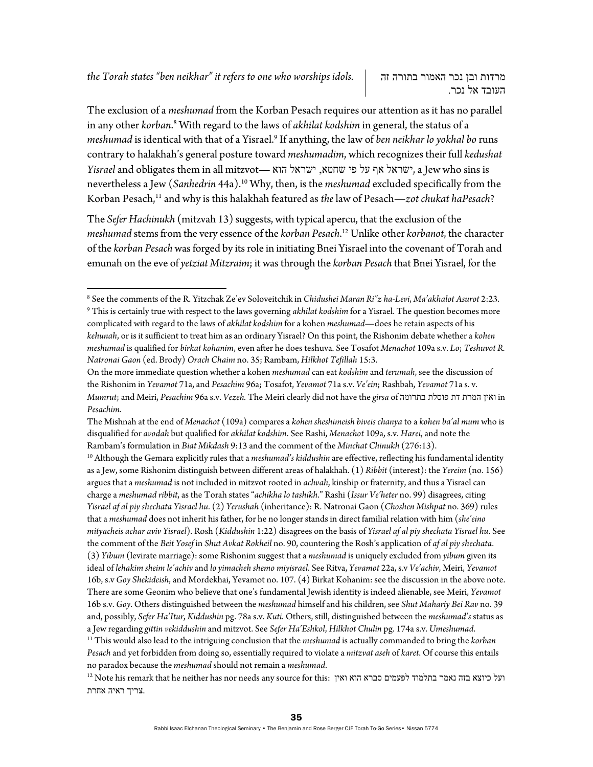*the Torah states "ben neikhar" it refers to one who worships idols.* | מרדות ובן נכר האמור בתורה זה העובד אל נכר.

The exclusion of a *meshumad* from the Korban Pesach requires our attention as it has no parallel in any other *korban*.[8] With regard to the laws of *akhilat kodshim* in general, the status of a *meshumad* is identical with that of a Yisrael.[9] If anything, the law of *ben neikhar lo yokhal bo* runs contrary to halakhah's general posture toward *meshumadim*, which recognizes their full *kedushat Yisrael* and obligates them in all mitzvot— ישראל אף על פי שחטא, ישראל הוא, a Jew who sins is nevertheless a Jew (*Sanhedrin* 44a).[10] Why, then, is the *meshumad* excluded specifically from the Korban Pesach,[11] and why is this halakhah featured as *the* law of Pesach—*zot chukat haPesach*?

The *Sefer Hachinukh* (mitzvah 13) suggests, with typical apercu, that the exclusion of the *meshumad* stems from the very essence of the *korban Pesach*.[12] Unlike other *korbanot*, the character of the *korban Pesach* was forged by its role in initiating Bnei Yisrael into the covenant of Torah and emunah on the eve of *yetziat Mitzraim*; it was through the *korban Pesach* that Bnei Yisrael, for the

---

[8] See the comments of the R. Yitzchak Ze'ev Soloveitchik in *Chidushei Maran Ri"z ha-Levi*, *Ma'akhalot Asurot* 2:23.

[9] This is certainly true with respect to the laws governing *akhilat kodshim* for a Yisrael. The question becomes more complicated with regard to the laws of *akhilat kodshim* for a kohen *meshumad*—does he retain aspects of his *kehunah*, or is it sufficient to treat him as an ordinary Yisrael? On this point, the Rishonim debate whether a *kohen meshumad* is qualified for *birkat kohanim*, even after he does teshuva. See Tosafot *Menachot* 109a s.v. *Lo*; *Teshuvot R. Natronai Gaon* (ed. Brody) *Orach Chaim* no. 35; Rambam, *Hilkhot Tefillah* 15:3.

On the more immediate question whether a kohen *meshumad* can eat *kodshim* and *terumah*, see the discussion of the Rishonim in *Yevamot* 71a, and *Pesachim* 96a; Tosafot, *Yevamot* 71a s.v. *Ve'ein*; Rashbah, *Yevamot* 71a s. v. *Mumrut*; and Meiri, *Pesachim* 96a s.v. *Vezeh.* The Meiri clearly did not have the *girsa* of ואין המרת דת פוסלת בתרומה in *Pesachim*.

The Mishnah at the end of *Menachot* (109a) compares a *kohen sheshimeish biveis chanya* to a *kohen ba'al mum* who is disqualified for *avodah* but qualified for *akhilat kodshim*. See Rashi, *Menachot* 109a, s.v. *Harei*, and note the Rambam's formulation in *Biat Mikdash* 9:13 and the comment of the *Minchat Chinukh* (276:13).

[10] Although the Gemara explicitly rules that a *meshumad's kiddushin* are effective, reflecting his fundamental identity as a Jew, some Rishonim distinguish between different areas of halakhah. (1) *Ribbit* (interest): the *Yereim* (no. 156) argues that a *meshumad* is not included in mitzvot rooted in *achvah*, kinship or fraternity, and thus a Yisrael can charge a *meshumad ribbit*, as the Torah states "*achikha lo tashikh*." Rashi (*Issur Ve'heter* no. 99) disagrees, citing *Yisrael af al piy shechata Yisrael hu*. (2) *Yerushah* (inheritance): R. Natronai Gaon (*Choshen Mishpat* no. 369) rules that a *meshumad* does not inherit his father, for he no longer stands in direct familial relation with him (*she'eino mityacheis achar aviv Yisrael*). Rosh (*Kiddushin* 1:22) disagrees on the basis of *Yisrael af al piy shechata Yisrael hu*. See the comment of the *Beit Yosef* in *Shut Avkat Rokheil* no. 90, countering the Rosh's application of *af al piy shechata*. (3) *Yibum* (levirate marriage): some Rishonim suggest that a *meshumad* is uniquely excluded from *yibum* given its ideal of *lehakim sheim le'achiv* and *lo yimacheh shemo miyisrael*. See Ritva, *Yevamot* 22a, s.v *Ve'achiv*, Meiri, *Yevamot* 16b, s.v *Goy Shekideish*, and Mordekhai, Yevamot no. 107. (4) Birkat Kohanim: see the discussion in the above note. There are some Geonim who believe that one's fundamental Jewish identity is indeed alienable, see Meiri, *Yevamot* 16b s.v. *Goy*. Others distinguished between the *meshumad* himself and his children, see *Shut Mahariy Bei Rav* no. 39 and, possibly, *Sefer Ha'Itur*, *Kiddushin* pg. 78a s.v. *Kuti.* Others, still, distinguished between the *meshumad's* status as a Jew regarding *gittin vekiddushin* and mitzvot. See *Sefer Ha'Eshkol*, *Hilkhot Chulin* pg. 174a s.v. *Umeshumad*.

[11] This would also lead to the intriguing conclusion that the *meshumad* is actually commanded to bring the *korban Pesach* and yet forbidden from doing so, essentially required to violate a *mitzvat aseh* of *karet*. Of course this entails no paradox because the *meshumad* should not remain a *meshumad*.

[12] Note his remark that he neither has nor needs any source for this: ועל כיוצא בזה נאמר בתלמוד לפעמים סברא הוא ואין צריך ראיה אחרת.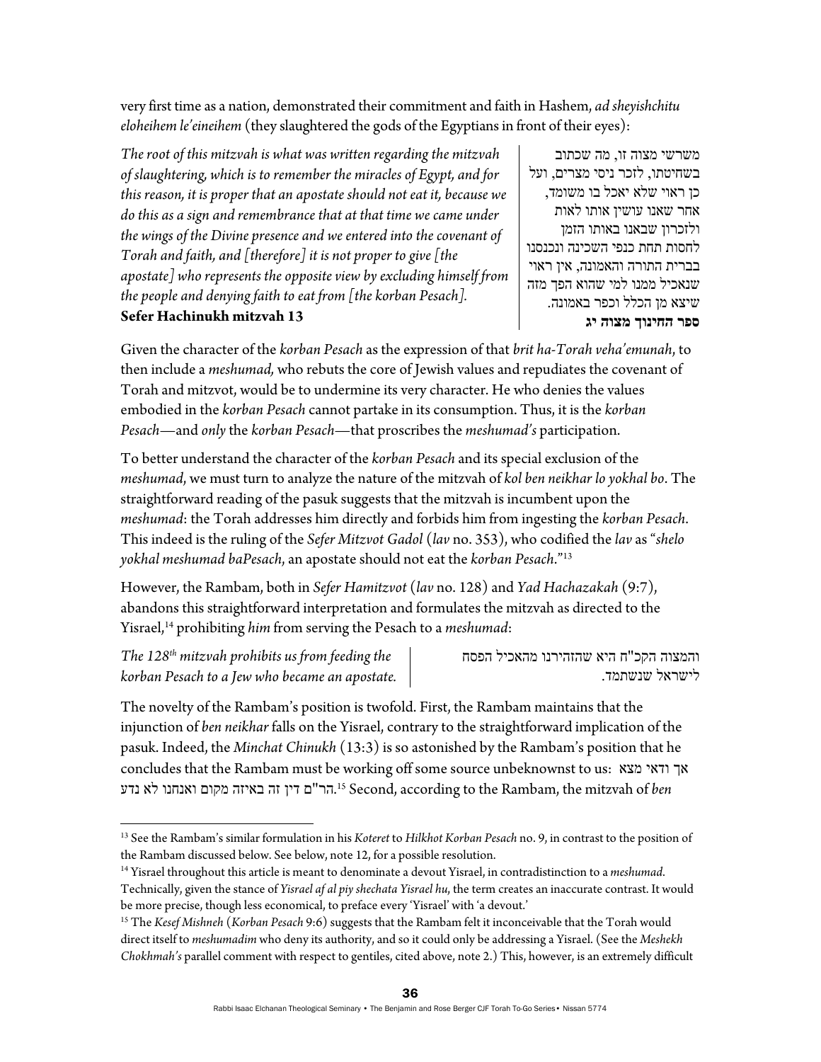very first time as a nation, demonstrated their commitment and faith in Hashem, *ad sheyishchitu eloheihem le'eineihem* (they slaughtered the gods of the Egyptians in front of their eyes):

*The root of this mitzvah is what was written regarding the mitzvah of slaughtering, which is to remember the miracles of Egypt, and for this reason, it is proper that an apostate should not eat it, because we do this as a sign and remembrance that at that time we came under the wings of the Divine presence and we entered into the covenant of Torah and faith, and [therefore] it is not proper to give [the apostate] who represents the opposite view by excluding himself from the people and denying faith to eat from [the korban Pesach].*
**Sefer Hachinukh mitzvah 13**

משרשי מצוה זו, מה שכתוב בשחיטתו, לזכר ניסי מצרים, ועל כן ראוי שלא יאכל בו משומד, אחר שאנו עושין אותו לאות ולזכרון שבאנו באותו הזמן לחסות תחת כנפי השכינה ונכנסנו בברית התורה והאמונה, אין ראוי שנאכיל ממנו למי שהוא הפך מזה שיצא מן הכלל וכפר באמונה.
**ספר החינוך מצוה יג**

Given the character of the *korban Pesach* as the expression of that *brit ha-Torah veha'emunah*, to then include a *meshumad,* who rebuts the core of Jewish values and repudiates the covenant of Torah and mitzvot, would be to undermine its very character. He who denies the values embodied in the *korban Pesach* cannot partake in its consumption. Thus, it is the *korban Pesach*—and *only* the *korban Pesach*—that proscribes the *meshumad's* participation.

To better understand the character of the *korban Pesach* and its special exclusion of the *meshumad*, we must turn to analyze the nature of the mitzvah of *kol ben neikhar lo yokhal bo*. The straightforward reading of the pasuk suggests that the mitzvah is incumbent upon the *meshumad*: the Torah addresses him directly and forbids him from ingesting the *korban Pesach*. This indeed is the ruling of the *Sefer Mitzvot Gadol* (*lav* no. 353), who codified the *lav* as "*shelo yokhal meshumad baPesach*, an apostate should not eat the *korban Pesach*."[13]

However, the Rambam, both in *Sefer Hamitzvot* (*lav* no. 128) and *Yad Hachazakah* (9:7), abandons this straightforward interpretation and formulates the mitzvah as directed to the Yisrael,[14] prohibiting *him* from serving the Pesach to a *meshumad*:

*The 128th mitzvah prohibits us from feeding the korban Pesach to a Jew who became an apostate.*

והמצוה הקכ"ח היא שהזהירנו מהאכיל הפסח לישראל שנשתמד.

The novelty of the Rambam's position is twofold. First, the Rambam maintains that the injunction of *ben neikhar* falls on the Yisrael, contrary to the straightforward implication of the pasuk. Indeed, the *Minchat Chinukh* (13:3) is so astonished by the Rambam's position that he concludes that the Rambam must be working off some source unbeknownst to us: אך ודאי מצא הר"ם דין זה באיזה מקום ואנחנו לא נדע.[15] Second, according to the Rambam, the mitzvah of *ben*

---

[13] See the Rambam's similar formulation in his *Koteret* to *Hilkhot Korban Pesach* no. 9, in contrast to the position of the Rambam discussed below. See below, note 12, for a possible resolution.

[14] Yisrael throughout this article is meant to denominate a devout Yisrael, in contradistinction to a *meshumad*. Technically, given the stance of *Yisrael af al piy shechata Yisrael hu*, the term creates an inaccurate contrast. It would be more precise, though less economical, to preface every 'Yisrael' with 'a devout.'

[15] The *Kesef Mishneh* (*Korban Pesach* 9:6) suggests that the Rambam felt it inconceivable that the Torah would direct itself to *meshumadim* who deny its authority, and so it could only be addressing a Yisrael. (See the *Meshekh Chokhmah's* parallel comment with respect to gentiles, cited above, note 2.) This, however, is an extremely difficult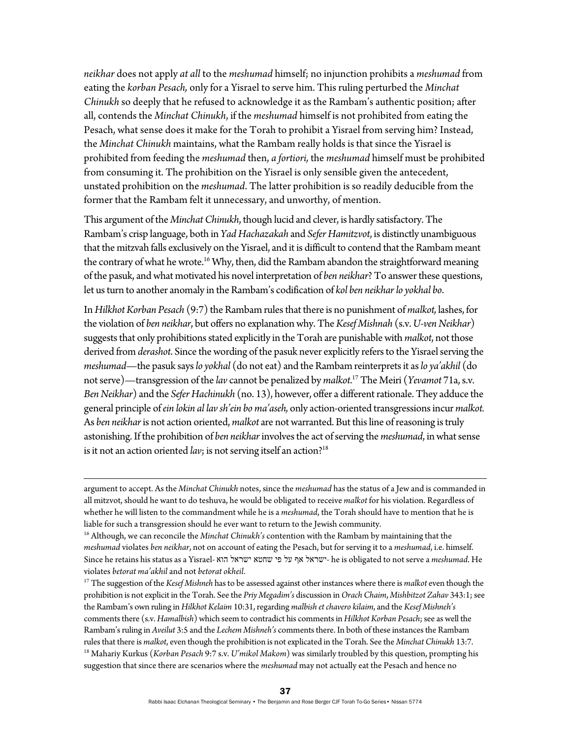*neikhar* does not apply *at all* to the *meshumad* himself; no injunction prohibits a *meshumad* from eating the *korban Pesach,* only for a Yisrael to serve him. This ruling perturbed the *Minchat Chinukh* so deeply that he refused to acknowledge it as the Rambam's authentic position; after all, contends the *Minchat Chinukh*, if the *meshumad* himself is not prohibited from eating the Pesach, what sense does it make for the Torah to prohibit a Yisrael from serving him? Instead, the *Minchat Chinukh* maintains, what the Rambam really holds is that since the Yisrael is prohibited from feeding the *meshumad* then, *a fortiori,* the *meshumad* himself must be prohibited from consuming it. The prohibition on the Yisrael is only sensible given the antecedent, unstated prohibition on the *meshumad*. The latter prohibition is so readily deducible from the former that the Rambam felt it unnecessary, and unworthy, of mention.

This argument of the *Minchat Chinukh*, though lucid and clever, is hardly satisfactory. The Rambam's crisp language, both in *Yad Hachazakah* and *Sefer Hamitzvot*, is distinctly unambiguous that the mitzvah falls exclusively on the Yisrael, and it is difficult to contend that the Rambam meant the contrary of what he wrote.[16] Why, then, did the Rambam abandon the straightforward meaning of the pasuk, and what motivated his novel interpretation of *ben neikhar*? To answer these questions, let us turn to another anomaly in the Rambam's codification of *kol ben neikhar lo yokhal bo*.

In *Hilkhot Korban Pesach* (9:7) the Rambam rules that there is no punishment of *malkot,* lashes, for the violation of *ben neikhar*, but offers no explanation why. The *Kesef Mishnah* (s.v. *U-ven Neikhar*) suggests that only prohibitions stated explicitly in the Torah are punishable with *malkot*, not those derived from *derashot*. Since the wording of the pasuk never explicitly refers to the Yisrael serving the *meshumad*—the pasuk says *lo yokhal* (do not eat) and the Rambam reinterprets it as *lo ya'akhil* (do not serve)—transgression of the *lav* cannot be penalized by *malkot*.[17] The Meiri (*Yevamot* 71a, s.v. *Ben Neikhar*) and the *Sefer Hachinukh* (no. 13), however, offer a different rationale. They adduce the general principle of *ein lokin al lav sh'ein bo ma'aseh,* only action-oriented transgressions incur *malkot.* As *ben neikhar* is not action oriented, *malkot* are not warranted. But this line of reasoning is truly astonishing. If the prohibition of *ben neikhar* involves the act of serving the *meshumad*, in what sense is it not an action oriented *lav*; is not serving itself an action?[18]

---

argument to accept. As the *Minchat Chinukh* notes, since the *meshumad* has the status of a Jew and is commanded in all mitzvot, should he want to do teshuva, he would be obligated to receive *malkot* for his violation. Regardless of whether he will listen to the commandment while he is a *meshumad*, the Torah should have to mention that he is liable for such a transgression should he ever want to return to the Jewish community.

[16] Although, we can reconcile the *Minchat Chinukh's* contention with the Rambam by maintaining that the *meshumad* violates *ben neikhar*, not on account of eating the Pesach, but for serving it to a *meshumad*, i.e. himself. Since he retains his status as a Yisrael- ישראל אף על פי שחטא ישראל הוא- he is obligated to not serve a *meshumad*. He violates *betorat ma'akhil* and not *betorat okheil*.

[17] The suggestion of the *Kesef Mishneh* has to be assessed against other instances where there is *malkot* even though the prohibition is not explicit in the Torah. See the *Priy Megadim's* discussion in *Orach Chaim*, *Mishbitzot Zahav* 343:1; see the Rambam's own ruling in *Hilkhot Kelaim* 10:31, regarding *malbish et chavero kilaim*, and the *Kesef Mishneh's* comments there (s.v. *Hamalbish*) which seem to contradict his comments in *Hilkhot Korban Pesach*; see as well the Rambam's ruling in *Aveilut* 3:5 and the *Lechem Mishneh's* comments there. In both of these instances the Rambam rules that there is *malkot*, even though the prohibition is not explicated in the Torah. See the *Minchat Chinukh* 13:7.

[18] Mahariy Kurkus (*Korban Pesach* 9:7 s.v. *U'mikol Makom*) was similarly troubled by this question, prompting his suggestion that since there are scenarios where the *meshumad* may not actually eat the Pesach and hence no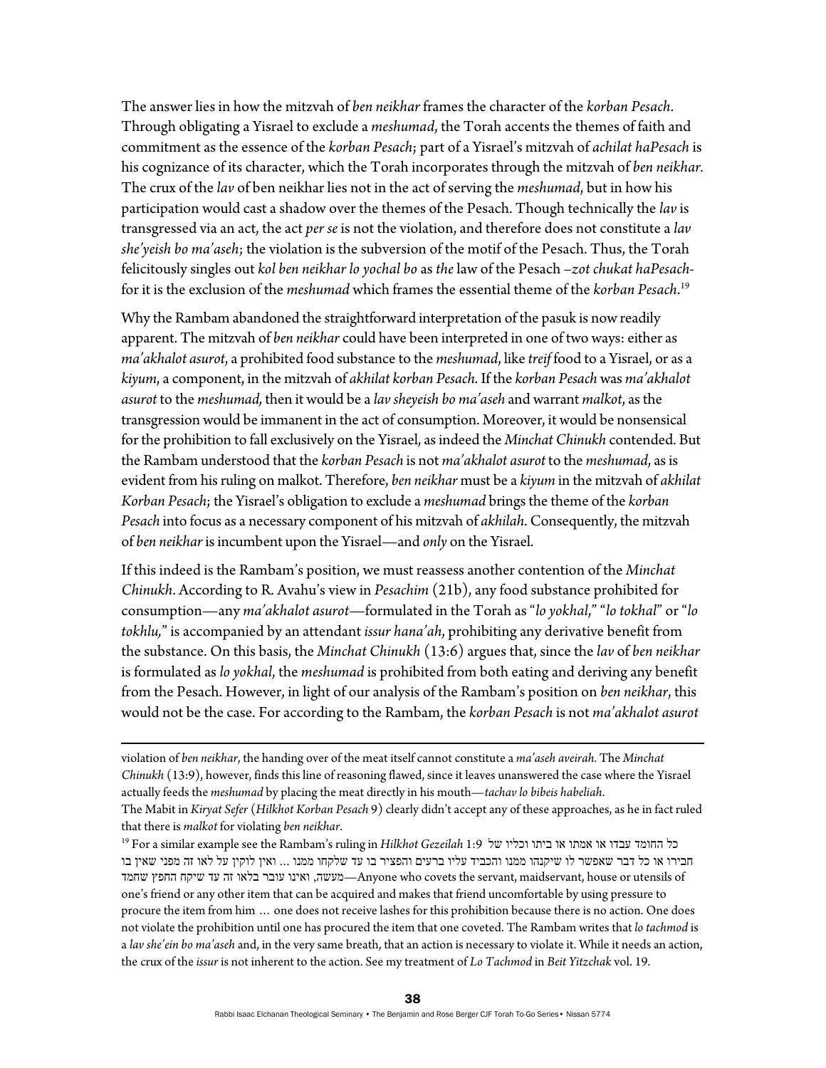The answer lies in how the mitzvah of *ben neikhar* frames the character of the *korban Pesach*. Through obligating a Yisrael to exclude a *meshumad*, the Torah accents the themes of faith and commitment as the essence of the *korban Pesach*; part of a Yisrael's mitzvah of *achilat haPesach* is his cognizance of its character, which the Torah incorporates through the mitzvah of *ben neikhar.* The crux of the *lav* of ben neikhar lies not in the act of serving the *meshumad*, but in how his participation would cast a shadow over the themes of the Pesach. Though technically the *lav* is transgressed via an act, the act *per se* is not the violation, and therefore does not constitute a *lav she'yeish bo ma'aseh*; the violation is the subversion of the motif of the Pesach. Thus, the Torah felicitously singles out *kol ben neikhar lo yochal bo* as *the* law of the Pesach –*zot chukat haPesach*- for it is the exclusion of the *meshumad* which frames the essential theme of the *korban Pesach*.[19]

Why the Rambam abandoned the straightforward interpretation of the pasuk is now readily apparent. The mitzvah of *ben neikhar* could have been interpreted in one of two ways: either as *ma'akhalot asurot*, a prohibited food substance to the *meshumad*, like *treif* food to a Yisrael, or as a *kiyum*, a component, in the mitzvah of *akhilat korban Pesach*. If the *korban Pesach* was *ma'akhalot asurot* to the *meshumad,* then it would be a *lav sheyeish bo ma'aseh* and warrant *malkot*, as the transgression would be immanent in the act of consumption. Moreover, it would be nonsensical for the prohibition to fall exclusively on the Yisrael, as indeed the *Minchat Chinukh* contended. But the Rambam understood that the *korban Pesach* is not *ma'akhalot asurot* to the *meshumad*, as is evident from his ruling on malkot. Therefore, *ben neikhar* must be a *kiyum* in the mitzvah of *akhilat Korban Pesach*; the Yisrael's obligation to exclude a *meshumad* brings the theme of the *korban Pesach* into focus as a necessary component of his mitzvah of *akhilah*. Consequently, the mitzvah of *ben neikhar* is incumbent upon the Yisrael—and *only* on the Yisrael.

If this indeed is the Rambam's position, we must reassess another contention of the *Minchat Chinukh*. According to R. Avahu's view in *Pesachim* (21b), any food substance prohibited for consumption—any *ma'akhalot asurot*—formulated in the Torah as "*lo yokhal,*" "*lo tokhal*" or "*lo tokhlu,*" is accompanied by an attendant *issur hana'ah*, prohibiting any derivative benefit from the substance. On this basis, the *Minchat Chinukh* (13:6) argues that, since the *lav* of *ben neikhar* is formulated as *lo yokhal*, the *meshumad* is prohibited from both eating and deriving any benefit from the Pesach. However, in light of our analysis of the Rambam's position on *ben neikhar*, this would not be the case. For according to the Rambam, the *korban Pesach* is not *ma'akhalot asurot*

---

violation of *ben neikhar*, the handing over of the meat itself cannot constitute a *ma'aseh aveirah.* The *Minchat Chinukh* (13:9), however, finds this line of reasoning flawed, since it leaves unanswered the case where the Yisrael actually feeds the *meshumad* by placing the meat directly in his mouth—*tachav lo bibeis habeliah*.
The Mabit in *Kiryat Sefer* (*Hilkhot Korban Pesach* 9) clearly didn't accept any of these approaches, as he in fact ruled that there is *malkot* for violating *ben neikhar*.

[19] For a similar example see the Rambam's ruling in *Hilkhot Gezeilah* 1:9 כל החומד עבדו או אמתו או ביתו וכליו של חבירו או כל דבר שאפשר לו שיקנהו ממנו והכביד עליו ברעים והפציר בו עד שלקחו ממנו ... ואין לוקין על לאו זה מפני שאין בו מעשה, ואינו עובר בלאו זה עד שיקח החפץ שחמד—Anyone who covets the servant, maidservant, house or utensils of one's friend or any other item that can be acquired and makes that friend uncomfortable by using pressure to procure the item from him … one does not receive lashes for this prohibition because there is no action. One does not violate the prohibition until one has procured the item that one coveted. The Rambam writes that *lo tachmod* is a *lav she'ein bo ma'aseh* and, in the very same breath, that an action is necessary to violate it. While it needs an action, the crux of the *issur* is not inherent to the action. See my treatment of *Lo Tachmod* in *Beit Yitzchak* vol. 19.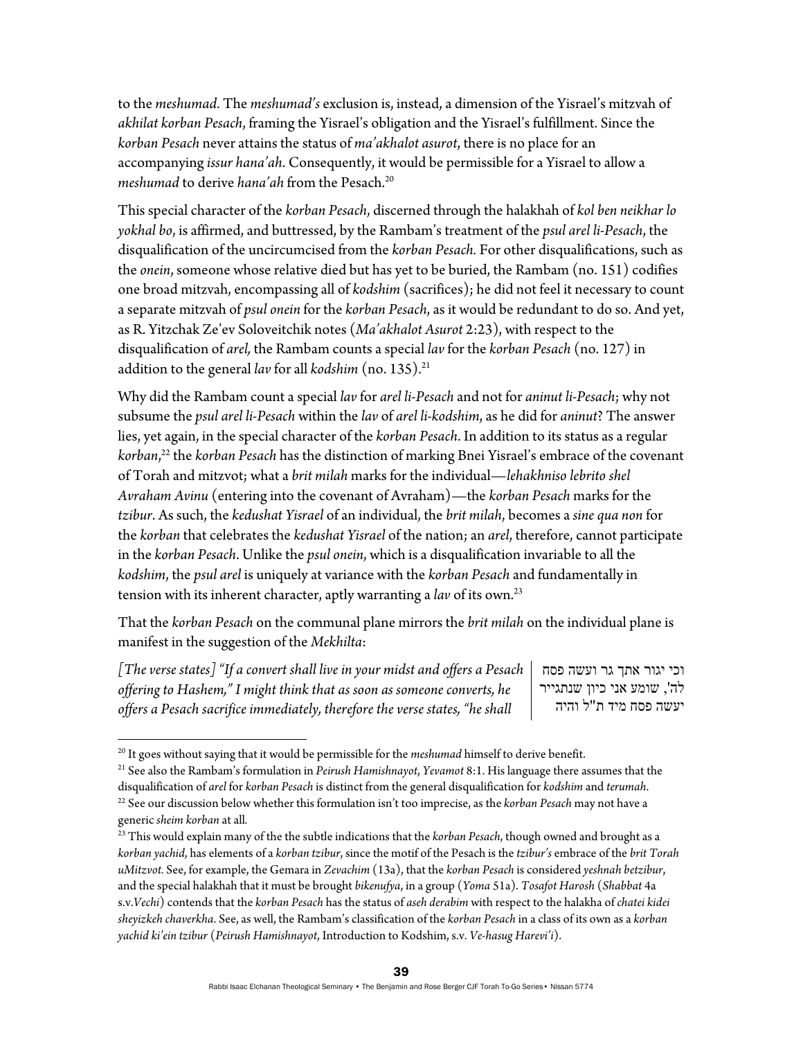to the *meshumad*. The *meshumad's* exclusion is, instead, a dimension of the Yisrael's mitzvah of *akhilat korban Pesach*, framing the Yisrael's obligation and the Yisrael's fulfillment. Since the *korban Pesach* never attains the status of *ma'akhalot asurot*, there is no place for an accompanying *issur hana'ah*. Consequently, it would be permissible for a Yisrael to allow a *meshumad* to derive *hana'ah* from the Pesach.[20]

This special character of the *korban Pesach*, discerned through the halakhah of *kol ben neikhar lo yokhal bo*, is affirmed, and buttressed, by the Rambam's treatment of the *psul arel li-Pesach*, the disqualification of the uncircumcised from the *korban Pesach.* For other disqualifications, such as the *onein*, someone whose relative died but has yet to be buried, the Rambam (no. 151) codifies one broad mitzvah, encompassing all of *kodshim* (sacrifices); he did not feel it necessary to count a separate mitzvah of *psul onein* for the *korban Pesach*, as it would be redundant to do so. And yet, as R. Yitzchak Ze'ev Soloveitchik notes (*Ma'akhalot Asurot* 2:23), with respect to the disqualification of *arel,* the Rambam counts a special *lav* for the *korban Pesach* (no. 127) in addition to the general *lav* for all *kodshim* (no. 135).[21]

Why did the Rambam count a special *lav* for *arel li-Pesach* and not for *aninut li-Pesach*; why not subsume the *psul arel li-Pesach* within the *lav* of *arel li-kodshim*, as he did for *aninut*? The answer lies, yet again, in the special character of the *korban Pesach*. In addition to its status as a regular *korban*,[22] the *korban Pesach* has the distinction of marking Bnei Yisrael's embrace of the covenant of Torah and mitzvot; what a *brit milah* marks for the individual—*lehakhniso lebrito shel Avraham Avinu* (entering into the covenant of Avraham)—the *korban Pesach* marks for the *tzibur*. As such, the *kedushat Yisrael* of an individual, the *brit milah*, becomes a *sine qua non* for the *korban* that celebrates the *kedushat Yisrael* of the nation; an *arel*, therefore, cannot participate in the *korban Pesach*. Unlike the *psul onein*, which is a disqualification invariable to all the *kodshim*, the *psul arel* is uniquely at variance with the *korban Pesach* and fundamentally in tension with its inherent character, aptly warranting a *lav* of its own.[23]

That the *korban Pesach* on the communal plane mirrors the *brit milah* on the individual plane is manifest in the suggestion of the *Mekhilta*:

| | |
|---|---|
| *[The verse states] "If a convert shall live in your midst and offers a Pesach offering to Hashem," I might think that as soon as someone converts, he offers a Pesach sacrifice immediately, therefore the verse states, "he shall* | וכי יגור אתך גר ועשה פסח לה', שומע אני כיון שנתגייר יעשה פסח מיד ת"ל והיה |

---

[20] It goes without saying that it would be permissible for the *meshumad* himself to derive benefit.

[21] See also the Rambam's formulation in *Peirush Hamishnayot*, *Yevamot* 8:1. His language there assumes that the disqualification of *arel* for *korban Pesach* is distinct from the general disqualification for *kodshim* and *terumah*.

[22] See our discussion below whether this formulation isn't too imprecise, as the *korban Pesach* may not have a generic *sheim korban* at all.

[23] This would explain many of the the subtle indications that the *korban Pesach*, though owned and brought as a *korban yachid*, has elements of a *korban tzibur*, since the motif of the Pesach is the *tzibur's* embrace of the *brit Torah uMitzvot.* See, for example, the Gemara in *Zevachim* (13a), that the *korban Pesach* is considered *yeshnah betzibur*, and the special halakhah that it must be brought *bikenufya*, in a group (*Yoma* 51a). *Tosafot Harosh* (*Shabbat* 4a s.v.*Vechi*) contends that the *korban Pesach* has the status of *aseh derabim* with respect to the halakha of *chatei kidei sheyizkeh chaverkha*. See, as well, the Rambam's classification of the *korban Pesach* in a class of its own as a *korban yachid ki'ein tzibur* (*Peirush Hamishnayot*, Introduction to Kodshim, s.v. *Ve-hasug Harevi'i*).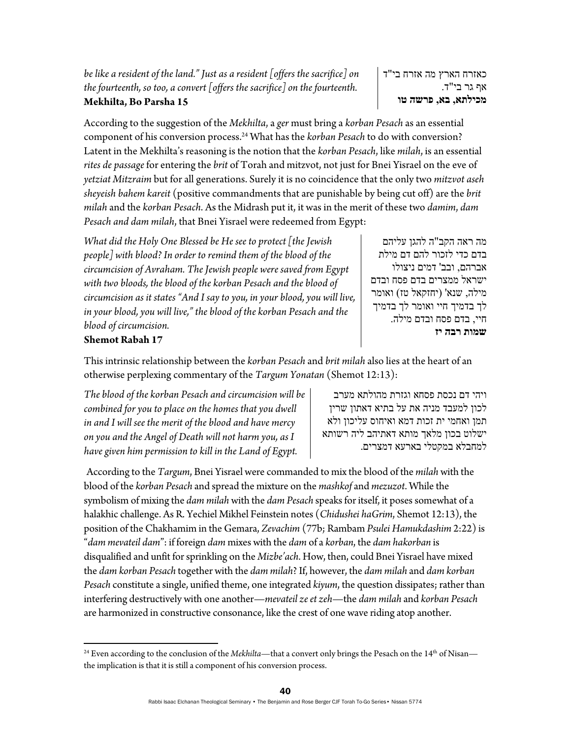*be like a resident of the land." Just as a resident [offers the sacrifice] on the fourteenth, so too, a convert [offers the sacrifice] on the fourteenth.*
**Mekhilta, Bo Parsha 15**

כאזרח הארץ מה אזרח בי"ד אף גר בי"ד.
**מכילתא, בא, פרשה טו**

According to the suggestion of the *Mekhilta*, a *ger* must bring a *korban Pesach* as an essential component of his conversion process.[24] What has the *korban Pesach* to do with conversion? Latent in the Mekhilta's reasoning is the notion that the *korban Pesach*, like *milah*, is an essential *rites de passage* for entering the *brit* of Torah and mitzvot, not just for Bnei Yisrael on the eve of *yetziat Mitzraim* but for all generations. Surely it is no coincidence that the only two *mitzvot aseh sheyeish bahem kareit* (positive commandments that are punishable by being cut off) are the *brit milah* and the *korban Pesach*. As the Midrash put it, it was in the merit of these two *damim*, *dam Pesach and dam milah*, that Bnei Yisrael were redeemed from Egypt:

*What did the Holy One Blessed be He see to protect [the Jewish people] with blood? In order to remind them of the blood of the circumcision of Avraham. The Jewish people were saved from Egypt with two bloods, the blood of the korban Pesach and the blood of circumcision as it states "And I say to you, in your blood, you will live, in your blood, you will live," the blood of the korban Pesach and the blood of circumcision.*
**Shemot Rabah 17**

מה ראה הקב"ה להגן עליהם בדם כדי לזכור להם דם מילת אברהם, ובב' דמים ניצולו ישראל ממצרים בדם פסח ובדם מילה, שנא' (יחזקאל טז) ואומר לך בדמיך חיי ואומר לך בדמיך חיי, בדם פסח ובדם מילה.
**שמות רבה יז**

This intrinsic relationship between the *korban Pesach* and *brit milah* also lies at the heart of an otherwise perplexing commentary of the *Targum Yonatan* (Shemot 12:13):

*The blood of the korban Pesach and circumcision will be combined for you to place on the homes that you dwell in and I will see the merit of the blood and have mercy on you and the Angel of Death will not harm you, as I have given him permission to kill in the Land of Egypt.*

ויהי דם נכסת פסחא וגזרת מהולתא מערב לכון למעבד מניה את על בתיא דאתון שרין תמן ואחמי ית זכות דמא ואיחוס עליכון ולא ישלוט בכון מלאך מותא דאתיהב ליה רשותא למחבלא במקטלי בארעא דמצרים.

According to the *Targum*, Bnei Yisrael were commanded to mix the blood of the *milah* with the blood of the *korban Pesach* and spread the mixture on the *mashkof* and *mezuzot*. While the symbolism of mixing the *dam milah* with the *dam Pesach* speaks for itself, it poses somewhat of a halakhic challenge. As R. Yechiel Mikhel Feinstein notes (*Chidushei haGrim*, Shemot 12:13), the position of the Chakhamim in the Gemara, *Zevachim* (77b; Rambam *Psulei Hamukdashim* 2:22) is "*dam mevateil dam*": if foreign *dam* mixes with the *dam* of a *korban*, the *dam hakorban* is disqualified and unfit for sprinkling on the *Mizbe'ach*. How, then, could Bnei Yisrael have mixed the *dam korban Pesach* together with the *dam milah*? If, however, the *dam milah* and *dam korban Pesach* constitute a single, unified theme, one integrated *kiyum*, the question dissipates; rather than interfering destructively with one another—*mevateil ze et zeh*—the *dam milah* and *korban Pesach* are harmonized in constructive consonance, like the crest of one wave riding atop another.

---

[24] Even according to the conclusion of the *Mekhilta*—that a convert only brings the Pesach on the 14th of Nisan—the implication is that it is still a component of his conversion process.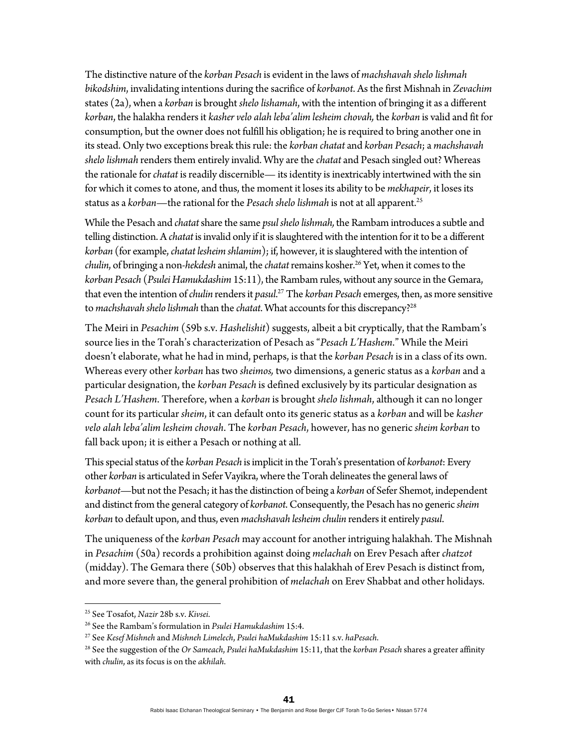The distinctive nature of the *korban Pesach* is evident in the laws of *machshavah shelo lishmah bikodshim*, invalidating intentions during the sacrifice of *korbanot*. As the first Mishnah in *Zevachim* states (2a), when a *korban* is brought *shelo lishamah*, with the intention of bringing it as a different *korban*, the halakha renders it *kasher velo alah leba'alim lesheim chovah,* the *korban* is valid and fit for consumption, but the owner does not fulfill his obligation; he is required to bring another one in its stead. Only two exceptions break this rule: the *korban chatat* and *korban Pesach*; a *machshavah shelo lishmah* renders them entirely invalid. Why are the *chatat* and Pesach singled out? Whereas the rationale for *chatat* is readily discernible— its identity is inextricably intertwined with the sin for which it comes to atone, and thus, the moment it loses its ability to be *mekhapeir*, it loses its status as a *korban*—the rational for the *Pesach shelo lishmah* is not at all apparent.[25]

While the Pesach and *chatat* share the same *psul shelo lishmah,* the Rambam introduces a subtle and telling distinction. A *chatat* is invalid only if it is slaughtered with the intention for it to be a different *korban* (for example, *chatat lesheim shlamim*); if, however, it is slaughtered with the intention of *chulin*, of bringing a non-*hekdesh* animal, the *chatat* remains kosher.[26] Yet, when it comes to the *korban Pesach* (*Psulei Hamukdashim* 15:11), the Rambam rules, without any source in the Gemara, that even the intention of *chulin* renders it *pasul*.[27] The *korban Pesach* emerges, then, as more sensitive to *machshavah shelo lishmah* than the *chatat*. What accounts for this discrepancy?[28]

The Meiri in *Pesachim* (59b s.v. *Hashelishit*) suggests, albeit a bit cryptically, that the Rambam's source lies in the Torah's characterization of Pesach as "*Pesach L'Hashem*." While the Meiri doesn't elaborate, what he had in mind, perhaps, is that the *korban Pesach* is in a class of its own. Whereas every other *korban* has two *sheimos,* two dimensions, a generic status as a *korban* and a particular designation, the *korban Pesach* is defined exclusively by its particular designation as *Pesach L'Hashem*. Therefore, when a *korban* is brought *shelo lishmah*, although it can no longer count for its particular *sheim*, it can default onto its generic status as a *korban* and will be *kasher velo alah leba'alim lesheim chovah*. The *korban Pesach*, however, has no generic *sheim korban* to fall back upon; it is either a Pesach or nothing at all.

This special status of the *korban Pesach* is implicit in the Torah's presentation of *korbanot*: Every other *korban* is articulated in Sefer Vayikra, where the Torah delineates the general laws of *korbanot*—but not the Pesach; it has the distinction of being a *korban* of Sefer Shemot, independent and distinct from the general category of *korbanot.* Consequently, the Pesach has no generic *sheim korban* to default upon, and thus, even *machshavah lesheim chulin* renders it entirely *pasul*.

The uniqueness of the *korban Pesach* may account for another intriguing halakhah. The Mishnah in *Pesachim* (50a) records a prohibition against doing *melachah* on Erev Pesach after *chatzot* (midday). The Gemara there (50b) observes that this halakhah of Erev Pesach is distinct from, and more severe than, the general prohibition of *melachah* on Erev Shabbat and other holidays.

---

[25] See Tosafot, *Nazir* 28b s.v. *Kivsei*.

[26] See the Rambam's formulation in *Psulei Hamukdashim* 15:4.

[27] See *Kesef Mishneh* and *Mishneh Limelech*, *Psulei haMukdashim* 15:11 s.v. *haPesach*.

[28] See the suggestion of the *Or Sameach*, *Psulei haMukdashim* 15:11, that the *korban Pesach* shares a greater affinity with *chulin*, as its focus is on the *akhilah*.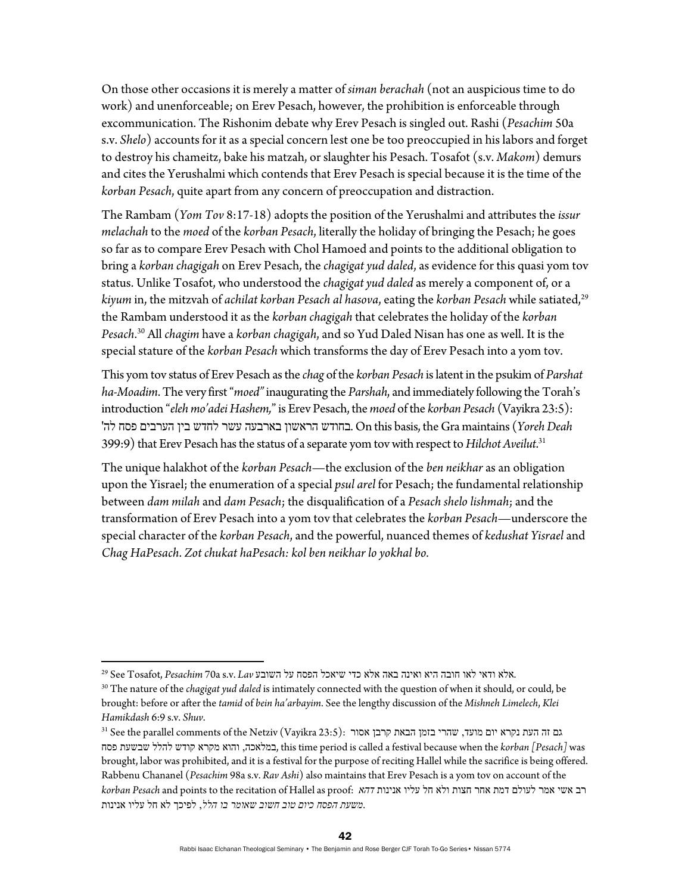On those other occasions it is merely a matter of *siman berachah* (not an auspicious time to do work) and unenforceable; on Erev Pesach, however, the prohibition is enforceable through excommunication. The Rishonim debate why Erev Pesach is singled out. Rashi (*Pesachim* 50a s.v. *Shelo*) accounts for it as a special concern lest one be too preoccupied in his labors and forget to destroy his chameitz, bake his matzah, or slaughter his Pesach. Tosafot (s.v. *Makom*) demurs and cites the Yerushalmi which contends that Erev Pesach is special because it is the time of the *korban Pesach*, quite apart from any concern of preoccupation and distraction.

The Rambam (*Yom Tov* 8:17-18) adopts the position of the Yerushalmi and attributes the *issur melachah* to the *moed* of the *korban Pesach*, literally the holiday of bringing the Pesach; he goes so far as to compare Erev Pesach with Chol Hamoed and points to the additional obligation to bring a *korban chagigah* on Erev Pesach, the *chagigat yud daled*, as evidence for this quasi yom tov status. Unlike Tosafot, who understood the *chagigat yud daled* as merely a component of, or a *kiyum* in, the mitzvah of *achilat korban Pesach al hasova*, eating the *korban Pesach* while satiated,[29] the Rambam understood it as the *korban chagigah* that celebrates the holiday of the *korban Pesach*.[30] All *chagim* have a *korban chagigah*, and so Yud Daled Nisan has one as well. It is the special stature of the *korban Pesach* which transforms the day of Erev Pesach into a yom tov.

This yom tov status of Erev Pesach as the *chag* of the *korban Pesach* is latent in the psukim of *Parshat ha-Moadim*. The very first "*moed*" inaugurating the *Parshah*, and immediately following the Torah's introduction "*eleh mo'adei Hashem,*" is Erev Pesach, the *moed* of the *korban Pesach* (Vayikra 23:5): בחודש הראשון בארבעה עשר לחדש בין הערבים פסח לה'. On this basis, the Gra maintains (*Yoreh Deah* 399:9) that Erev Pesach has the status of a separate yom tov with respect to *Hilchot Aveilut*.[31]

The unique halakhot of the *korban Pesach*—the exclusion of the *ben neikhar* as an obligation upon the Yisrael; the enumeration of a special *psul arel* for Pesach; the fundamental relationship between *dam milah* and *dam Pesach*; the disqualification of a *Pesach shelo lishmah*; and the transformation of Erev Pesach into a yom tov that celebrates the *korban Pesach*—underscore the special character of the *korban Pesach*, and the powerful, nuanced themes of *kedushat Yisrael* and *Chag HaPesach*. *Zot chukat haPesach: kol ben neikhar lo yokhal bo.*

---

[29] See Tosafot, *Pesachim* 70a s.v. *Lav* אלא ודאי לאו חובה היא ואינה באה אלא כדי שיאכל הפסח על השובע.

[30] The nature of the *chagigat yud daled* is intimately connected with the question of when it should, or could, be brought: before or after the *tamid* of *bein ha'arbayim*. See the lengthy discussion of the *Mishneh Limelech*, *Klei Hamikdash* 6:9 s.v. *Shuv*.

[31] See the parallel comments of the Netziv (Vayikra 23:5): גם זה העת נקרא יום מועד, שהרי בזמן הבאת קרבן אסור במלאכה, והוא מקרא קודש להלל שבשעת פסח, this time period is called a festival because when the *korban [Pesach]* was brought, labor was prohibited, and it is a festival for the purpose of reciting Hallel while the sacrifice is being offered. Rabbenu Chananel (*Pesachim* 98a s.v. *Rav Ashi*) also maintains that Erev Pesach is a yom tov on account of the *korban Pesach* and points to the recitation of Hallel as proof: רב אשי אמר לעולם דמת אחר חצות ולא חל עליו אנינות *דהא משעת הפסח כיום טוב חשוב שאומר בו הלל*, לפיכך לא חל עליו אנינות.